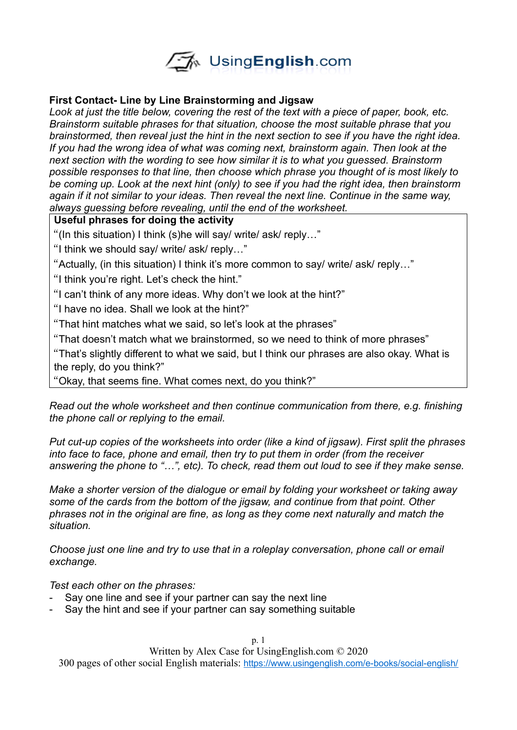UsingEnglish.com

**First Contact- Line by Line Brainstorming and Jigsaw**

*Look at just the title below, covering the rest of the text with a piece of paper, book, etc. Brainstorm suitable phrases for that situation, choose the most suitable phrase that you brainstormed, then reveal just the hint in the next section to see if you have the right idea. If you had the wrong idea of what was coming next, brainstorm again. Then look at the next section with the wording to see how similar it is to what you guessed. Brainstorm possible responses to that line, then choose which phrase you thought of is most likely to be coming up. Look at the next hint (only) to see if you had the right idea, then brainstorm again if it not similar to your ideas. Then reveal the next line. Continue in the same way, always guessing before revealing, until the end of the worksheet.*

| **Useful phrases for doing the activity** |
|---|
| "(In this situation) I think (s)he will say/ write/ ask/ reply…" |
| "I think we should say/ write/ ask/ reply…" |
| "Actually, (in this situation) I think it's more common to say/ write/ ask/ reply…" |
| "I think you're right. Let's check the hint." |
| "I can't think of any more ideas. Why don't we look at the hint?" |
| "I have no idea. Shall we look at the hint?" |
| "That hint matches what we said, so let's look at the phrases" |
| "That doesn't match what we brainstormed, so we need to think of more phrases" |
| "That's slightly different to what we said, but I think our phrases are also okay. What is the reply, do you think?" |
| "Okay, that seems fine. What comes next, do you think?" |

*Read out the whole worksheet and then continue communication from there, e.g. finishing the phone call or replying to the email.*

*Put cut-up copies of the worksheets into order (like a kind of jigsaw). First split the phrases into face to face, phone and email, then try to put them in order (from the receiver answering the phone to "…", etc). To check, read them out loud to see if they make sense.*

*Make a shorter version of the dialogue or email by folding your worksheet or taking away some of the cards from the bottom of the jigsaw, and continue from that point. Other phrases not in the original are fine, as long as they come next naturally and match the situation.*

*Choose just one line and try to use that in a roleplay conversation, phone call or email exchange.*

*Test each other on the phrases:*

- Say one line and see if your partner can say the next line
- Say the hint and see if your partner can say something suitable

Written by Alex Case for UsingEnglish.com © 2020

300 pages of other social English materials: https://www.usingenglish.com/e-books/social-english/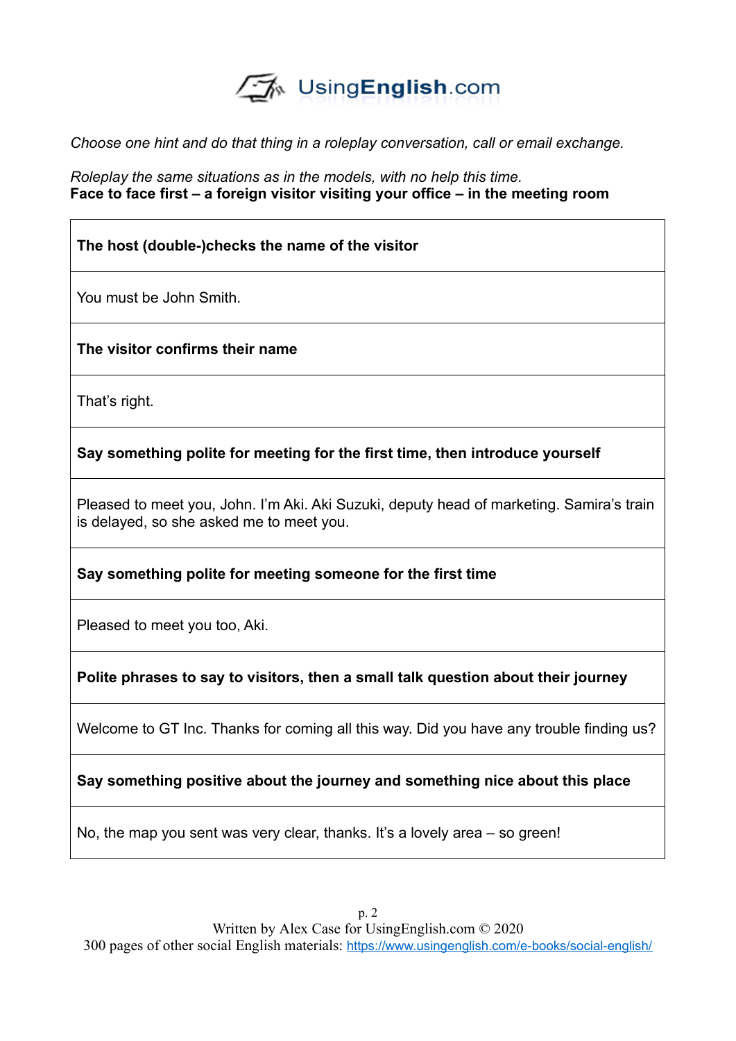*Choose one hint and do that thing in a roleplay conversation, call or email exchange.*

*Roleplay the same situations as in the models, with no help this time.*

**Face to face first – a foreign visitor visiting your office – in the meeting room**

| **The host (double-)checks the name of the visitor** |
|---|
| You must be John Smith. |
| **The visitor confirms their name** |
| That's right. |
| **Say something polite for meeting for the first time, then introduce yourself** |
| Pleased to meet you, John. I'm Aki. Aki Suzuki, deputy head of marketing. Samira's train is delayed, so she asked me to meet you. |
| **Say something polite for meeting someone for the first time** |
| Pleased to meet you too, Aki. |
| **Polite phrases to say to visitors, then a small talk question about their journey** |
| Welcome to GT Inc. Thanks for coming all this way. Did you have any trouble finding us? |
| **Say something positive about the journey and something nice about this place** |
| No, the map you sent was very clear, thanks. It's a lovely area – so green! |

Written by Alex Case for UsingEnglish.com © 2020
300 pages of other social English materials: https://www.usingenglish.com/e-books/social-english/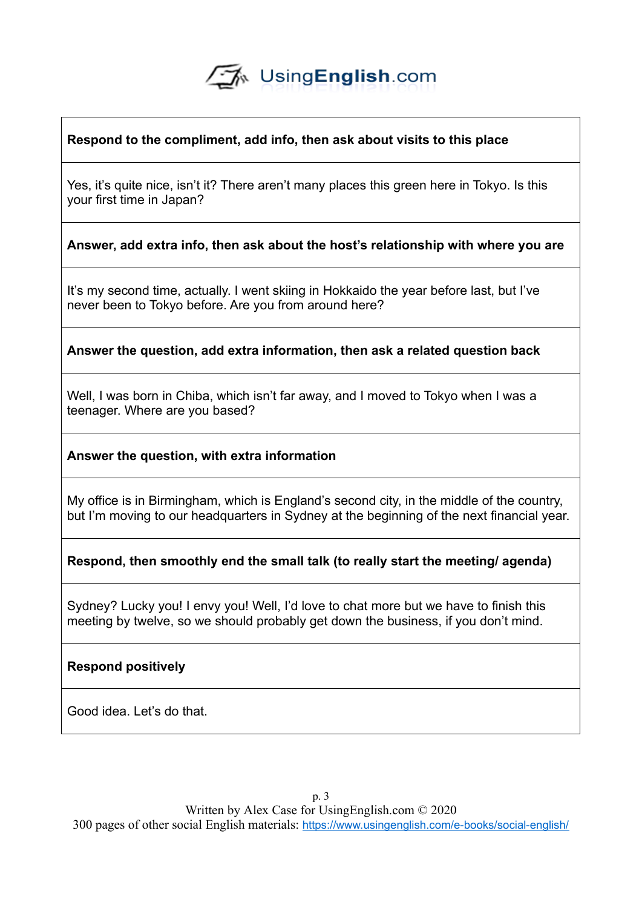**Respond to the compliment, add info, then ask about visits to this place**

Yes, it's quite nice, isn't it? There aren't many places this green here in Tokyo. Is this your first time in Japan?

**Answer, add extra info, then ask about the host's relationship with where you are**

It's my second time, actually. I went skiing in Hokkaido the year before last, but I've never been to Tokyo before. Are you from around here?

**Answer the question, add extra information, then ask a related question back**

Well, I was born in Chiba, which isn't far away, and I moved to Tokyo when I was a teenager. Where are you based?

**Answer the question, with extra information**

My office is in Birmingham, which is England's second city, in the middle of the country, but I'm moving to our headquarters in Sydney at the beginning of the next financial year.

**Respond, then smoothly end the small talk (to really start the meeting/ agenda)**

Sydney? Lucky you! I envy you! Well, I'd love to chat more but we have to finish this meeting by twelve, so we should probably get down the business, if you don't mind.

**Respond positively**

Good idea. Let's do that.

Written by Alex Case for UsingEnglish.com © 2020
300 pages of other social English materials: https://www.usingenglish.com/e-books/social-english/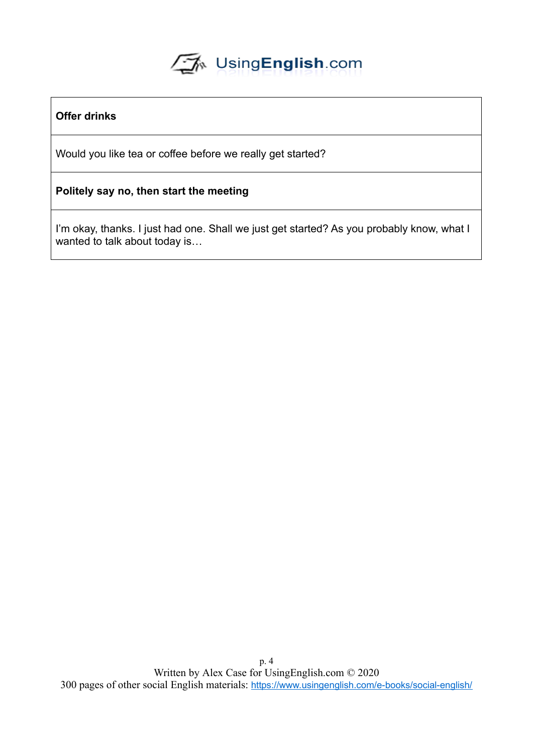| **Offer drinks** |
|---|
| Would you like tea or coffee before we really get started? |
| **Politely say no, then start the meeting** |
| I'm okay, thanks. I just had one. Shall we just get started? As you probably know, what I wanted to talk about today is… |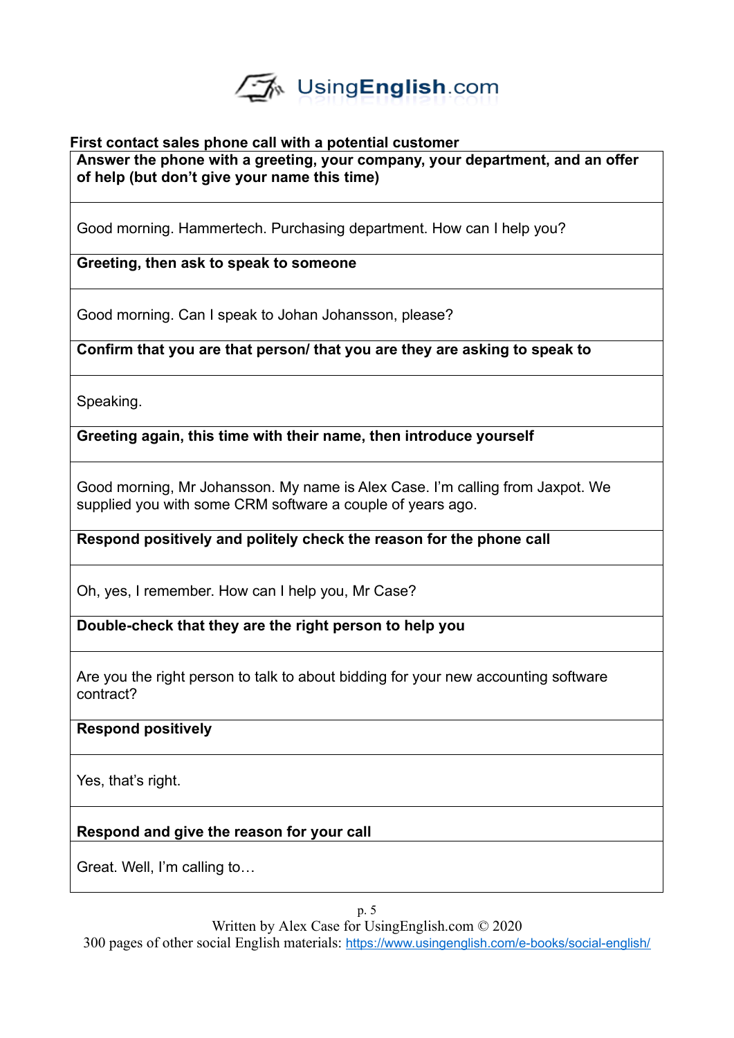**First contact sales phone call with a potential customer**

| **Answer the phone with a greeting, your company, your department, and an offer of help (but don't give your name this time)** |
|---|
| Good morning. Hammertech. Purchasing department. How can I help you? |
| **Greeting, then ask to speak to someone** |
| Good morning. Can I speak to Johan Johansson, please? |
| **Confirm that you are that person/ that you are they are asking to speak to** |
| Speaking. |
| **Greeting again, this time with their name, then introduce yourself** |
| Good morning, Mr Johansson. My name is Alex Case. I'm calling from Jaxpot. We supplied you with some CRM software a couple of years ago. |
| **Respond positively and politely check the reason for the phone call** |
| Oh, yes, I remember. How can I help you, Mr Case? |
| **Double-check that they are the right person to help you** |
| Are you the right person to talk to about bidding for your new accounting software contract? |
| **Respond positively** |
| Yes, that's right. |
| **Respond and give the reason for your call** |
| Great. Well, I'm calling to… |

Written by Alex Case for UsingEnglish.com © 2020
300 pages of other social English materials: https://www.usingenglish.com/e-books/social-english/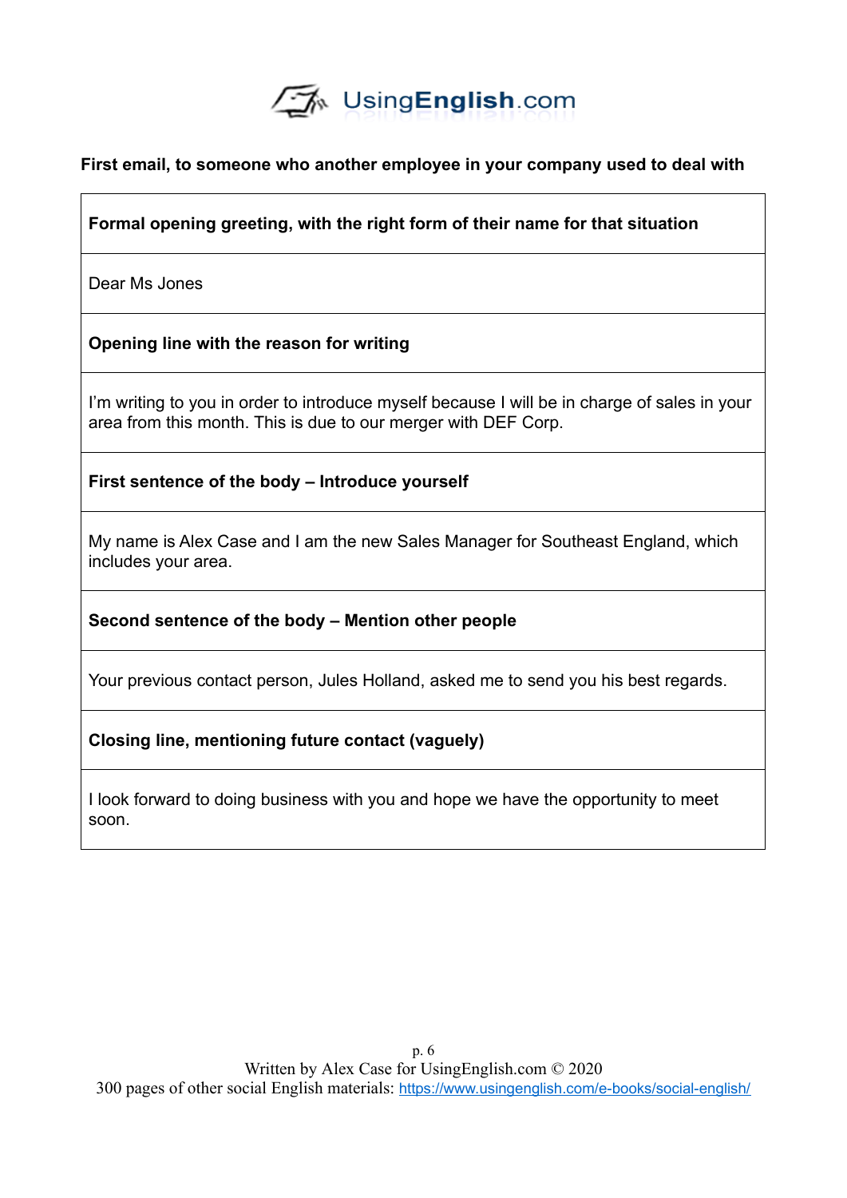**First email, to someone who another employee in your company used to deal with**

| **Formal opening greeting, with the right form of their name for that situation** |
| --- |
| Dear Ms Jones |
| **Opening line with the reason for writing** |
| I'm writing to you in order to introduce myself because I will be in charge of sales in your area from this month. This is due to our merger with DEF Corp. |
| **First sentence of the body – Introduce yourself** |
| My name is Alex Case and I am the new Sales Manager for Southeast England, which includes your area. |
| **Second sentence of the body – Mention other people** |
| Your previous contact person, Jules Holland, asked me to send you his best regards. |
| **Closing line, mentioning future contact (vaguely)** |
| I look forward to doing business with you and hope we have the opportunity to meet soon. |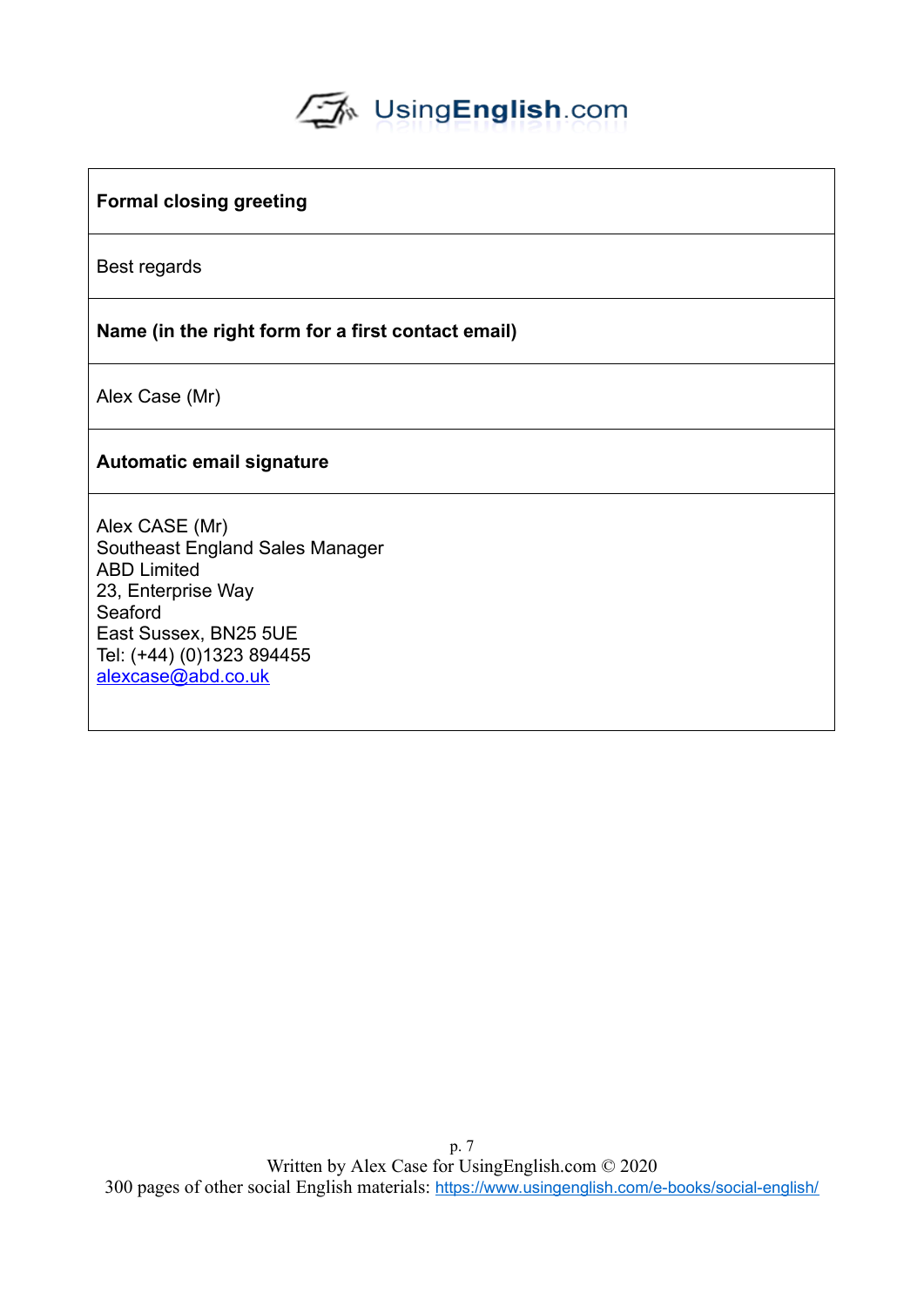| **Formal closing greeting** |
| --- |
| Best regards |
| **Name (in the right form for a first contact email)** |
| Alex Case (Mr) |
| **Automatic email signature** |
| Alex CASE (Mr)<br>Southeast England Sales Manager<br>ABD Limited<br>23, Enterprise Way<br>Seaford<br>East Sussex, BN25 5UE<br>Tel: (+44) (0)1323 894455<br>alexcase@abd.co.uk |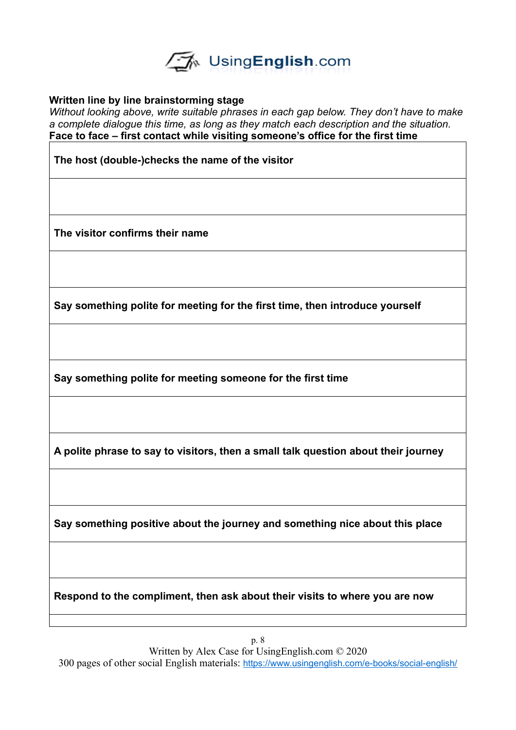**Written line by line brainstorming stage**

*Without looking above, write suitable phrases in each gap below. They don't have to make a complete dialogue this time, as long as they match each description and the situation.*

**Face to face – first contact while visiting someone's office for the first time**

| **The host (double-)checks the name of the visitor** |
|---|
| |
| **The visitor confirms their name** |
| |
| **Say something polite for meeting for the first time, then introduce yourself** |
| |
| **Say something polite for meeting someone for the first time** |
| |
| **A polite phrase to say to visitors, then a small talk question about their journey** |
| |
| **Say something positive about the journey and something nice about this place** |
| |
| **Respond to the compliment, then ask about their visits to where you are now** |
| |

Written by Alex Case for UsingEnglish.com © 2020

300 pages of other social English materials: https://www.usingenglish.com/e-books/social-english/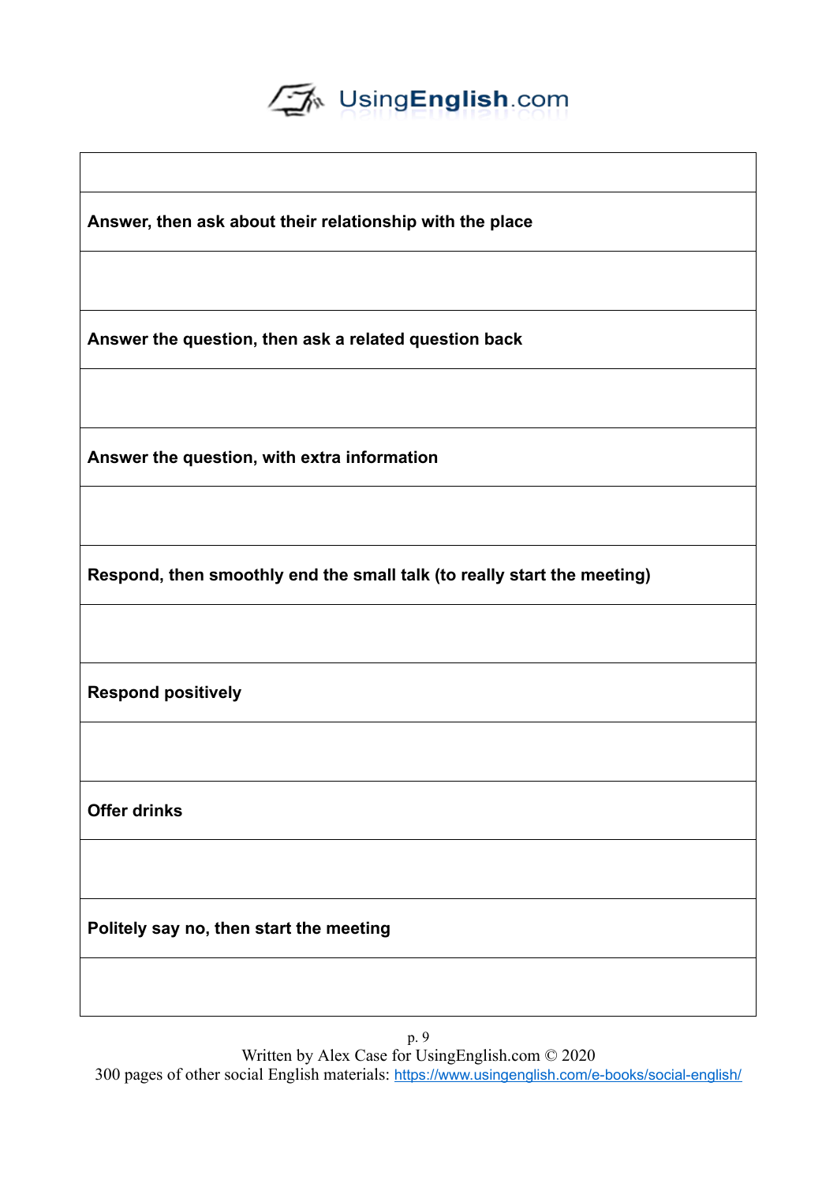| |
|---|
| **Answer, then ask about their relationship with the place** |
| |
| **Answer the question, then ask a related question back** |
| |
| **Answer the question, with extra information** |
| |
| **Respond, then smoothly end the small talk (to really start the meeting)** |
| |
| **Respond positively** |
| |
| **Offer drinks** |
| |
| **Politely say no, then start the meeting** |
| |

Written by Alex Case for UsingEnglish.com © 2020
300 pages of other social English materials: https://www.usingenglish.com/e-books/social-english/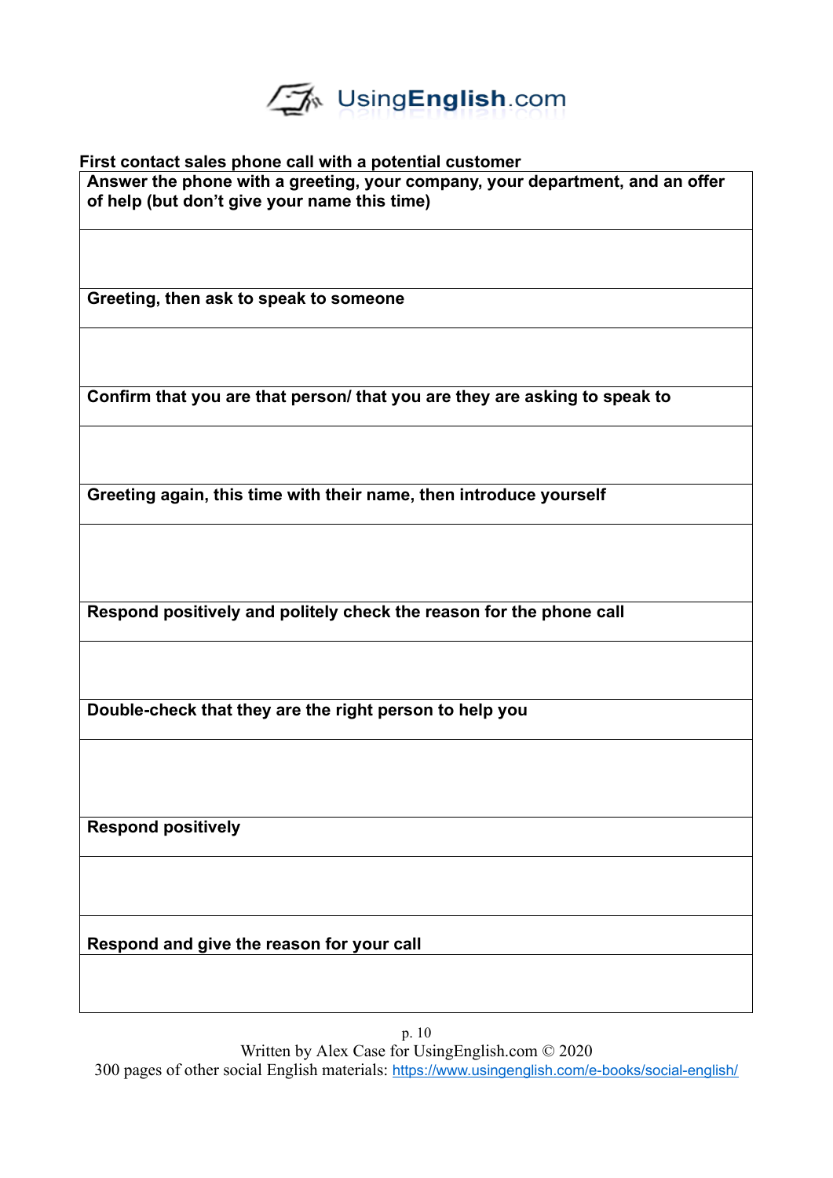**First contact sales phone call with a potential customer**

| Answer the phone with a greeting, your company, your department, and an offer of help (but don't give your name this time) |
|---|
| |
| **Greeting, then ask to speak to someone** |
| |
| **Confirm that you are that person/ that you are they are asking to speak to** |
| |
| **Greeting again, this time with their name, then introduce yourself** |
| |
| **Respond positively and politely check the reason for the phone call** |
| |
| **Double-check that they are the right person to help you** |
| |
| **Respond positively** |
| |
| **Respond and give the reason for your call** |
| |

Written by Alex Case for UsingEnglish.com © 2020
300 pages of other social English materials: https://www.usingenglish.com/e-books/social-english/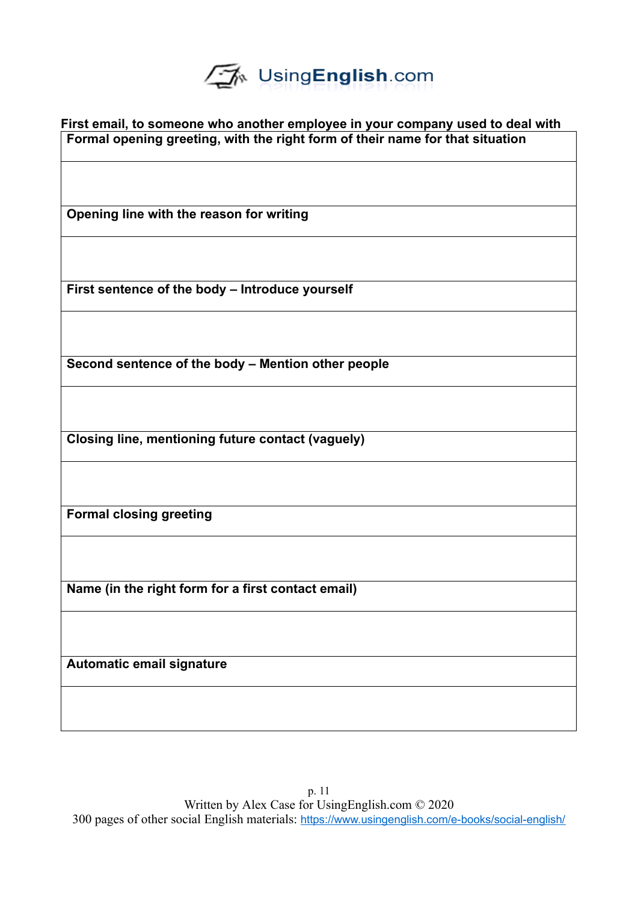UsingEnglish.com

**First email, to someone who another employee in your company used to deal with**

| |
|---|
| **Formal opening greeting, with the right form of their name for that situation** |
| |
| **Opening line with the reason for writing** |
| |
| **First sentence of the body – Introduce yourself** |
| |
| **Second sentence of the body – Mention other people** |
| |
| **Closing line, mentioning future contact (vaguely)** |
| |
| **Formal closing greeting** |
| |
| **Name (in the right form for a first contact email)** |
| |
| **Automatic email signature** |
| |

Written by Alex Case for UsingEnglish.com © 2020
300 pages of other social English materials: https://www.usingenglish.com/e-books/social-english/